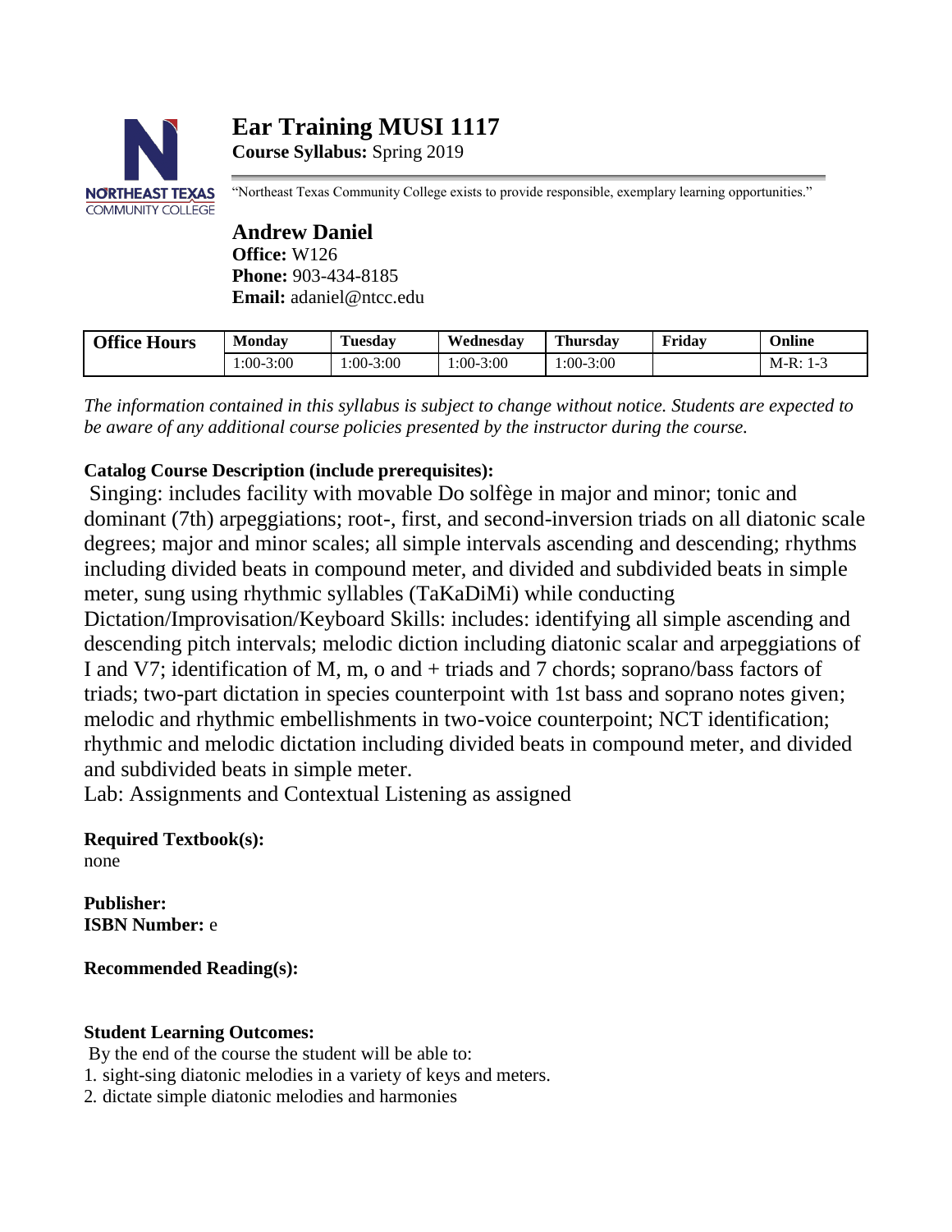# Ear Training MUSI 1117

**Course Syllabus:** Spring 2019

"Northeast Texas Community College exists to provide responsible, exemplary learning opportunities."

## Andrew Daniel

**Office:** W126
**Phone:** 903-434-8185
**Email:** adaniel@ntcc.edu

| Office Hours | Monday | Tuesday | Wednesday | Thursday | Friday | Online |
|---|---|---|---|---|---|---|
| | 1:00-3:00 | 1:00-3:00 | 1:00-3:00 | 1:00-3:00 | | M-R: 1-3 |

*The information contained in this syllabus is subject to change without notice. Students are expected to be aware of any additional course policies presented by the instructor during the course.*

**Catalog Course Description (include prerequisites):**

Singing: includes facility with movable Do solfège in major and minor; tonic and dominant (7th) arpeggiations; root-, first, and second-inversion triads on all diatonic scale degrees; major and minor scales; all simple intervals ascending and descending; rhythms including divided beats in compound meter, and divided and subdivided beats in simple meter, sung using rhythmic syllables (TaKaDiMi) while conducting
Dictation/Improvisation/Keyboard Skills: includes: identifying all simple ascending and descending pitch intervals; melodic diction including diatonic scalar and arpeggiations of I and V7; identification of M, m, o and + triads and 7 chords; soprano/bass factors of triads; two-part dictation in species counterpoint with 1st bass and soprano notes given; melodic and rhythmic embellishments in two-voice counterpoint; NCT identification; rhythmic and melodic dictation including divided beats in compound meter, and divided and subdivided beats in simple meter.
Lab: Assignments and Contextual Listening as assigned

**Required Textbook(s):**
none

**Publisher:**
**ISBN Number:** e

**Recommended Reading(s):**

**Student Learning Outcomes:**

By the end of the course the student will be able to:
1. sight-sing diatonic melodies in a variety of keys and meters.
2. dictate simple diatonic melodies and harmonies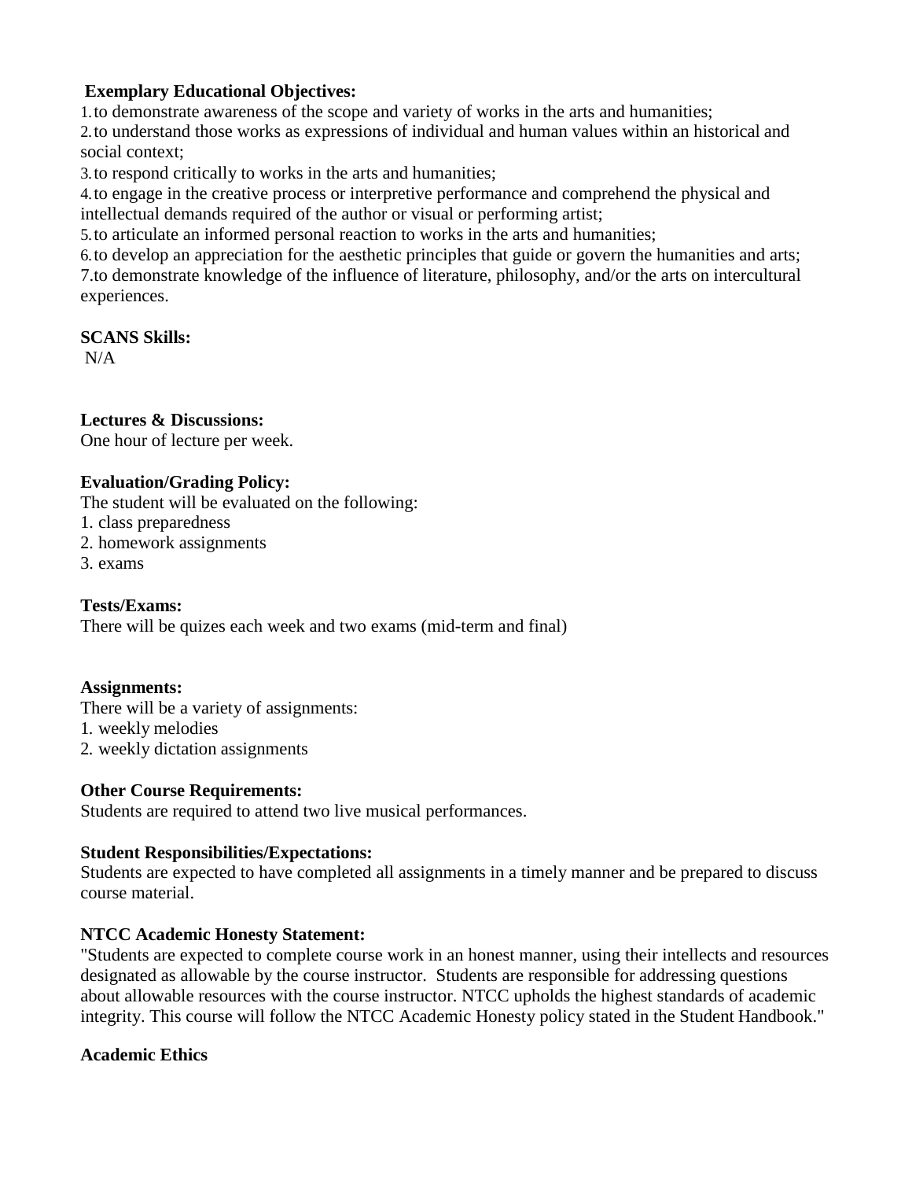**Exemplary Educational Objectives:**

1. to demonstrate awareness of the scope and variety of works in the arts and humanities;
2. to understand those works as expressions of individual and human values within an historical and social context;
3. to respond critically to works in the arts and humanities;
4. to engage in the creative process or interpretive performance and comprehend the physical and intellectual demands required of the author or visual or performing artist;
5. to articulate an informed personal reaction to works in the arts and humanities;
6. to develop an appreciation for the aesthetic principles that guide or govern the humanities and arts;
7. to demonstrate knowledge of the influence of literature, philosophy, and/or the arts on intercultural experiences.

**SCANS Skills:**

N/A

**Lectures & Discussions:**

One hour of lecture per week.

**Evaluation/Grading Policy:**

The student will be evaluated on the following:

1. class preparedness
2. homework assignments
3. exams

**Tests/Exams:**

There will be quizes each week and two exams (mid-term and final)

**Assignments:**

There will be a variety of assignments:

1. weekly melodies
2. weekly dictation assignments

**Other Course Requirements:**

Students are required to attend two live musical performances.

**Student Responsibilities/Expectations:**

Students are expected to have completed all assignments in a timely manner and be prepared to discuss course material.

**NTCC Academic Honesty Statement:**

"Students are expected to complete course work in an honest manner, using their intellects and resources designated as allowable by the course instructor. Students are responsible for addressing questions about allowable resources with the course instructor. NTCC upholds the highest standards of academic integrity. This course will follow the NTCC Academic Honesty policy stated in the Student Handbook."

**Academic Ethics**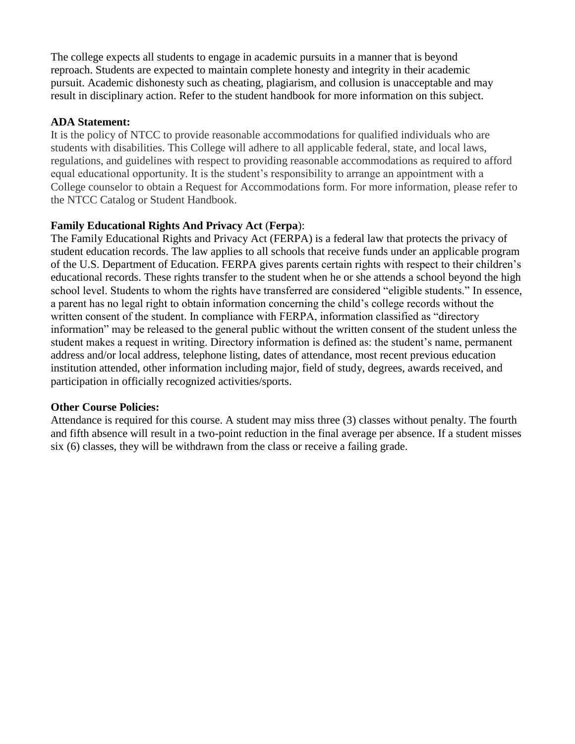The college expects all students to engage in academic pursuits in a manner that is beyond reproach. Students are expected to maintain complete honesty and integrity in their academic pursuit. Academic dishonesty such as cheating, plagiarism, and collusion is unacceptable and may result in disciplinary action. Refer to the student handbook for more information on this subject.

**ADA Statement:**

It is the policy of NTCC to provide reasonable accommodations for qualified individuals who are students with disabilities. This College will adhere to all applicable federal, state, and local laws, regulations, and guidelines with respect to providing reasonable accommodations as required to afford equal educational opportunity. It is the student's responsibility to arrange an appointment with a College counselor to obtain a Request for Accommodations form. For more information, please refer to the NTCC Catalog or Student Handbook.

**Family Educational Rights And Privacy Act** (**Ferpa**):

The Family Educational Rights and Privacy Act (FERPA) is a federal law that protects the privacy of student education records. The law applies to all schools that receive funds under an applicable program of the U.S. Department of Education. FERPA gives parents certain rights with respect to their children's educational records. These rights transfer to the student when he or she attends a school beyond the high school level. Students to whom the rights have transferred are considered "eligible students." In essence, a parent has no legal right to obtain information concerning the child's college records without the written consent of the student. In compliance with FERPA, information classified as "directory information" may be released to the general public without the written consent of the student unless the student makes a request in writing. Directory information is defined as: the student's name, permanent address and/or local address, telephone listing, dates of attendance, most recent previous education institution attended, other information including major, field of study, degrees, awards received, and participation in officially recognized activities/sports.

**Other Course Policies:**

Attendance is required for this course. A student may miss three (3) classes without penalty. The fourth and fifth absence will result in a two-point reduction in the final average per absence. If a student misses six (6) classes, they will be withdrawn from the class or receive a failing grade.